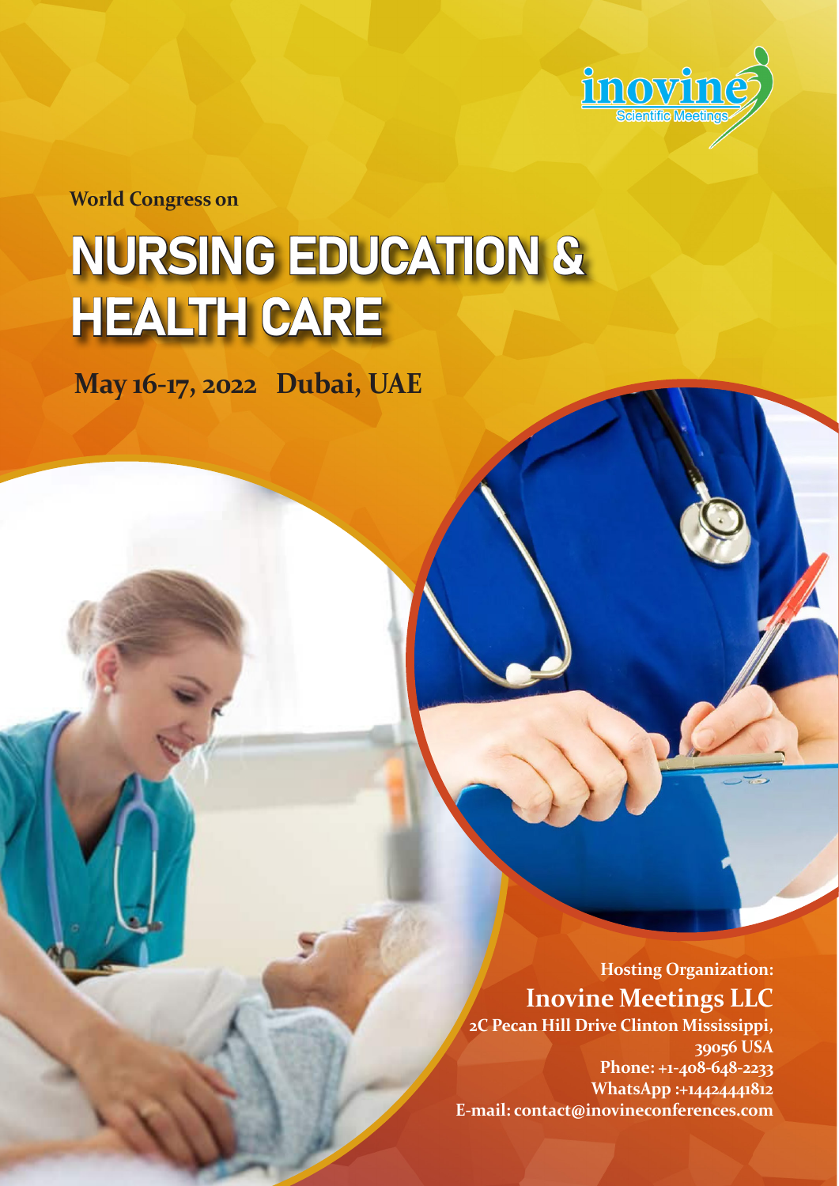inovine
Scientific Meetings

World Congress on

# NURSING EDUCATION & HEALTH CARE

**May 16-17, 2022 Dubai, UAE**

**Hosting Organization:**

## Inovine Meetings LLC

**2C Pecan Hill Drive Clinton Mississippi, 39056 USA**
**Phone: +1-408-648-2233**
**WhatsApp :+14424441812**
**E-mail: contact@inovineconferences.com**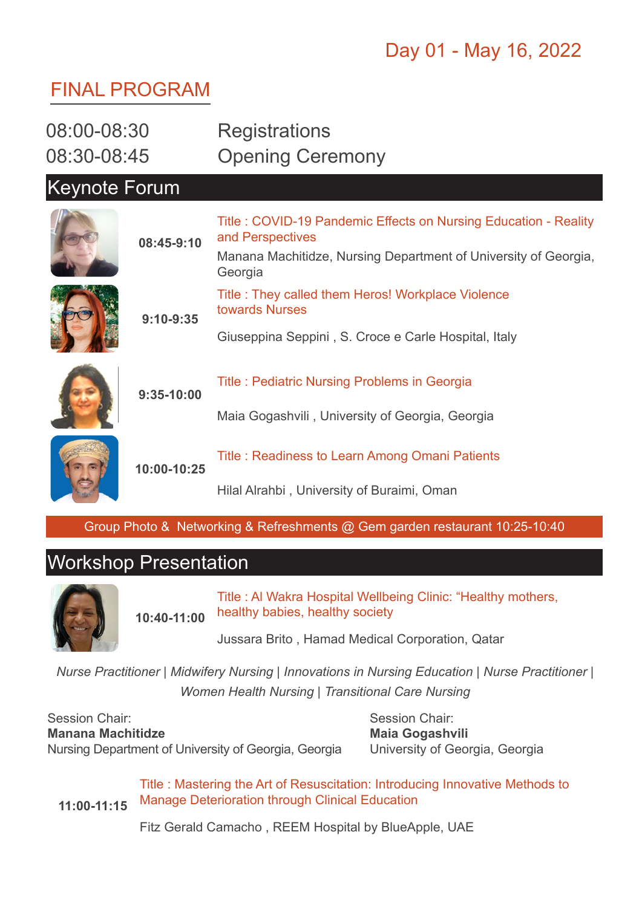Day 01 - May 16, 2022

# FINAL PROGRAM

08:00-08:30 Registrations

08:30-08:45 Opening Ceremony

## Keynote Forum

**08:45-9:10**

Title : COVID-19 Pandemic Effects on Nursing Education - Reality and Perspectives

Manana Machitidze, Nursing Department of University of Georgia, Georgia

**9:10-9:35**

Title : They called them Heros! Workplace Violence towards Nurses

Giuseppina Seppini , S. Croce e Carle Hospital, Italy

**9:35-10:00**

Title : Pediatric Nursing Problems in Georgia

Maia Gogashvili , University of Georgia, Georgia

**10:00-10:25**

Title : Readiness to Learn Among Omani Patients

Hilal Alrahbi , University of Buraimi, Oman

Group Photo & Networking & Refreshments @ Gem garden restaurant 10:25-10:40

## Workshop Presentation

**10:40-11:00**

Title : Al Wakra Hospital Wellbeing Clinic: “Healthy mothers, healthy babies, healthy society

Jussara Brito , Hamad Medical Corporation, Qatar

*Nurse Practitioner | Midwifery Nursing | Innovations in Nursing Education | Nurse Practitioner | Women Health Nursing | Transitional Care Nursing*

Session Chair:
**Manana Machitidze**
Nursing Department of University of Georgia, Georgia

Session Chair:
**Maia Gogashvili**
University of Georgia, Georgia

**11:00-11:15**

Title : Mastering the Art of Resuscitation: Introducing Innovative Methods to Manage Deterioration through Clinical Education

Fitz Gerald Camacho , REEM Hospital by BlueApple, UAE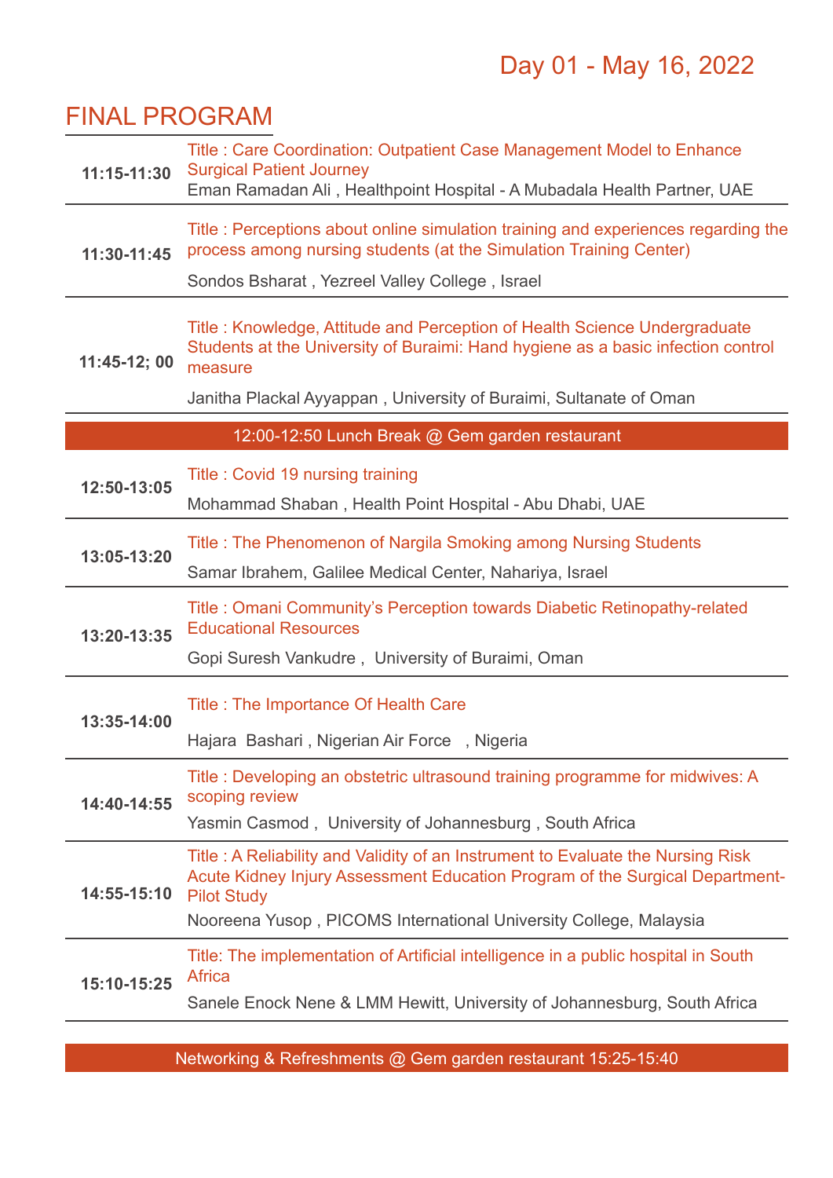## Day 01 - May 16, 2022

# FINAL PROGRAM

| Time | Session |
|---|---|
| **11:15-11:30** | Title : Care Coordination: Outpatient Case Management Model to Enhance Surgical Patient Journey<br>Eman Ramadan Ali , Healthpoint Hospital - A Mubadala Health Partner, UAE |
| **11:30-11:45** | Title : Perceptions about online simulation training and experiences regarding the process among nursing students (at the Simulation Training Center)<br>Sondos Bsharat , Yezreel Valley College , Israel |
| **11:45-12; 00** | Title : Knowledge, Attitude and Perception of Health Science Undergraduate Students at the University of Buraimi: Hand hygiene as a basic infection control measure<br>Janitha Plackal Ayyappan , University of Buraimi, Sultanate of Oman |
| | 12:00-12:50 Lunch Break @ Gem garden restaurant |
| **12:50-13:05** | Title : Covid 19 nursing training<br>Mohammad Shaban , Health Point Hospital - Abu Dhabi, UAE |
| **13:05-13:20** | Title : The Phenomenon of Nargila Smoking among Nursing Students<br>Samar Ibrahem, Galilee Medical Center, Nahariya, Israel |
| **13:20-13:35** | Title : Omani Community's Perception towards Diabetic Retinopathy-related Educational Resources<br>Gopi Suresh Vankudre , University of Buraimi, Oman |
| **13:35-14:00** | Title : The Importance Of Health Care<br>Hajara Bashari , Nigerian Air Force , Nigeria |
| **14:40-14:55** | Title : Developing an obstetric ultrasound training programme for midwives: A scoping review<br>Yasmin Casmod , University of Johannesburg , South Africa |
| **14:55-15:10** | Title : A Reliability and Validity of an Instrument to Evaluate the Nursing Risk Acute Kidney Injury Assessment Education Program of the Surgical Department- Pilot Study<br>Nooreena Yusop , PICOMS International University College, Malaysia |
| **15:10-15:25** | Title: The implementation of Artificial intelligence in a public hospital in South Africa<br>Sanele Enock Nene & LMM Hewitt, University of Johannesburg, South Africa |
| | Networking & Refreshments @ Gem garden restaurant 15:25-15:40 |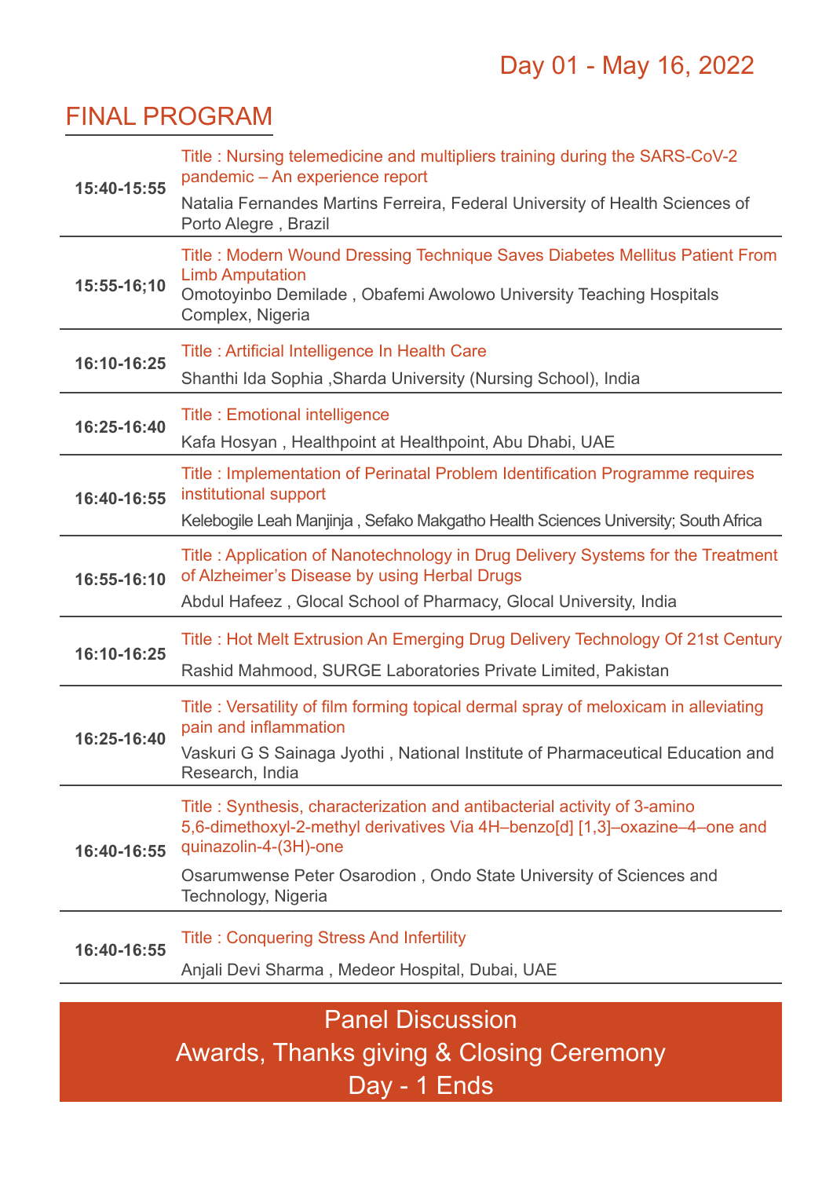Day 01 - May 16, 2022

## FINAL PROGRAM

| Time | Session |
|---|---|
| **15:40-15:55** | Title : Nursing telemedicine and multipliers training during the SARS-CoV-2 pandemic – An experience report<br>Natalia Fernandes Martins Ferreira, Federal University of Health Sciences of Porto Alegre , Brazil |
| **15:55-16;10** | Title : Modern Wound Dressing Technique Saves Diabetes Mellitus Patient From Limb Amputation<br>Omotoyinbo Demilade , Obafemi Awolowo University Teaching Hospitals Complex, Nigeria |
| **16:10-16:25** | Title : Artificial Intelligence In Health Care<br>Shanthi Ida Sophia ,Sharda University (Nursing School), India |
| **16:25-16:40** | Title : Emotional intelligence<br>Kafa Hosyan , Healthpoint at Healthpoint, Abu Dhabi, UAE |
| **16:40-16:55** | Title : Implementation of Perinatal Problem Identification Programme requires institutional support<br>Kelebogile Leah Manjinja , Sefako Makgatho Health Sciences University; South Africa |
| **16:55-16:10** | Title : Application of Nanotechnology in Drug Delivery Systems for the Treatment of Alzheimer's Disease by using Herbal Drugs<br>Abdul Hafeez , Glocal School of Pharmacy, Glocal University, India |
| **16:10-16:25** | Title : Hot Melt Extrusion An Emerging Drug Delivery Technology Of 21st Century<br>Rashid Mahmood, SURGE Laboratories Private Limited, Pakistan |
| **16:25-16:40** | Title : Versatility of film forming topical dermal spray of meloxicam in alleviating pain and inflammation<br>Vaskuri G S Sainaga Jyothi , National Institute of Pharmaceutical Education and Research, India |
| **16:40-16:55** | Title : Synthesis, characterization and antibacterial activity of 3-amino 5,6-dimethoxyl-2-methyl derivatives Via 4H–benzo[d] [1,3]–oxazine–4–one and quinazolin-4-(3H)-one<br>Osarumwense Peter Osarodion , Ondo State University of Sciences and Technology, Nigeria |
| **16:40-16:55** | Title : Conquering Stress And Infertility<br>Anjali Devi Sharma , Medeor Hospital, Dubai, UAE |

Panel Discussion

Awards, Thanks giving & Closing Ceremony

Day - 1 Ends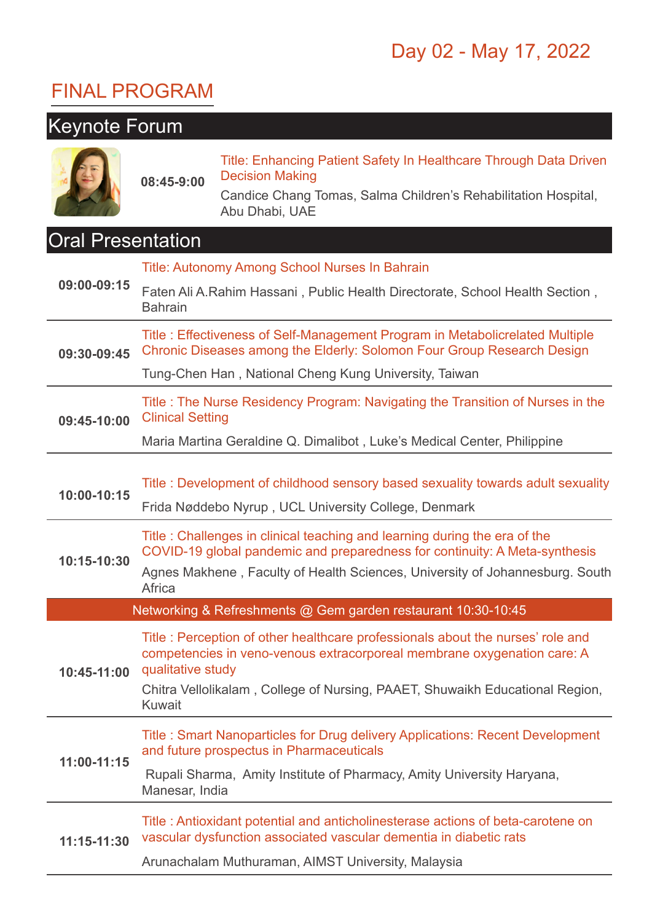Day 02 - May 17, 2022

# FINAL PROGRAM

## Keynote Forum

| Time | Session |
|---|---|
| 08:45-9:00 | Title: Enhancing Patient Safety In Healthcare Through Data Driven Decision Making<br>Candice Chang Tomas, Salma Children's Rehabilitation Hospital, Abu Dhabi, UAE |

## Oral Presentation

| Time | Session |
|---|---|
| 09:00-09:15 | Title: Autonomy Among School Nurses In Bahrain<br>Faten Ali A.Rahim Hassani , Public Health Directorate, School Health Section , Bahrain |
| 09:30-09:45 | Title : Effectiveness of Self-Management Program in Metabolicrelated Multiple Chronic Diseases among the Elderly: Solomon Four Group Research Design<br>Tung-Chen Han , National Cheng Kung University, Taiwan |
| 09:45-10:00 | Title : The Nurse Residency Program: Navigating the Transition of Nurses in the Clinical Setting<br>Maria Martina Geraldine Q. Dimalibot , Luke's Medical Center, Philippine |
| 10:00-10:15 | Title : Development of childhood sensory based sexuality towards adult sexuality<br>Frida Nøddebo Nyrup , UCL University College, Denmark |
| 10:15-10:30 | Title : Challenges in clinical teaching and learning during the era of the COVID-19 global pandemic and preparedness for continuity: A Meta-synthesis<br>Agnes Makhene , Faculty of Health Sciences, University of Johannesburg. South Africa |
| | **Networking & Refreshments @ Gem garden restaurant 10:30-10:45** |
| 10:45-11:00 | Title : Perception of other healthcare professionals about the nurses' role and competencies in veno-venous extracorporeal membrane oxygenation care: A qualitative study<br>Chitra Vellolikalam , College of Nursing, PAAET, Shuwaikh Educational Region, Kuwait |
| 11:00-11:15 | Title : Smart Nanoparticles for Drug delivery Applications: Recent Development and future prospectus in Pharmaceuticals<br>Rupali Sharma, Amity Institute of Pharmacy, Amity University Haryana, Manesar, India |
| 11:15-11:30 | Title : Antioxidant potential and anticholinesterase actions of beta-carotene on vascular dysfunction associated vascular dementia in diabetic rats<br>Arunachalam Muthuraman, AIMST University, Malaysia |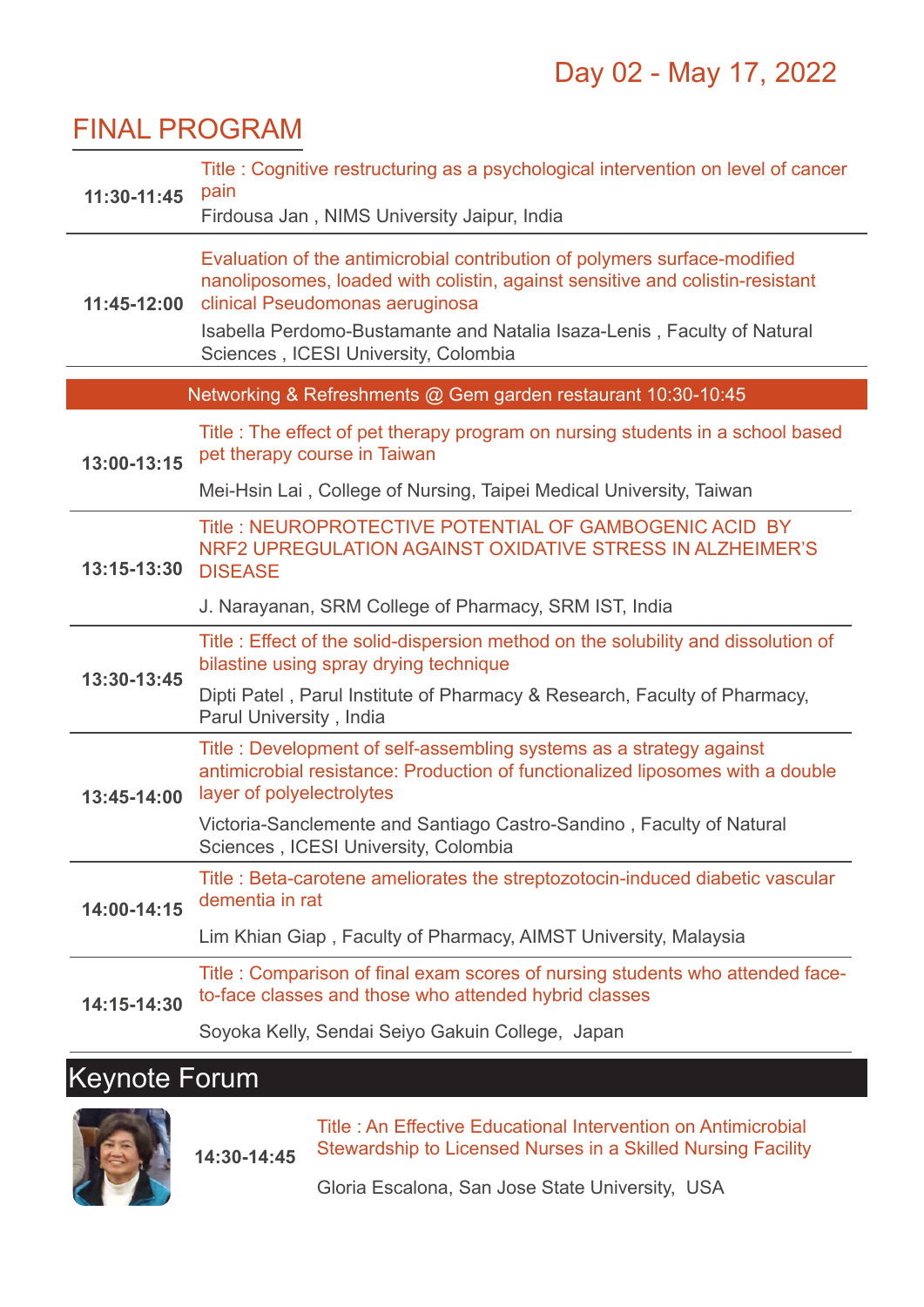Day 02 - May 17, 2022

# FINAL PROGRAM

| Time | Session |
|---|---|
| **11:30-11:45** | Title : Cognitive restructuring as a psychological intervention on level of cancer pain<br>Firdousa Jan , NIMS University Jaipur, India |
| **11:45-12:00** | Evaluation of the antimicrobial contribution of polymers surface-modified nanoliposomes, loaded with colistin, against sensitive and colistin-resistant clinical Pseudomonas aeruginosa<br>Isabella Perdomo-Bustamante and Natalia Isaza-Lenis , Faculty of Natural Sciences , ICESI University, Colombia |
| | Networking & Refreshments @ Gem garden restaurant 10:30-10:45 |
| **13:00-13:15** | Title : The effect of pet therapy program on nursing students in a school based pet therapy course in Taiwan<br>Mei-Hsin Lai , College of Nursing, Taipei Medical University, Taiwan |
| **13:15-13:30** | Title : NEUROPROTECTIVE POTENTIAL OF GAMBOGENIC ACID BY NRF2 UPREGULATION AGAINST OXIDATIVE STRESS IN ALZHEIMER'S DISEASE<br>J. Narayanan, SRM College of Pharmacy, SRM IST, India |
| **13:30-13:45** | Title : Effect of the solid-dispersion method on the solubility and dissolution of bilastine using spray drying technique<br>Dipti Patel , Parul Institute of Pharmacy & Research, Faculty of Pharmacy, Parul University , India |
| **13:45-14:00** | Title : Development of self-assembling systems as a strategy against antimicrobial resistance: Production of functionalized liposomes with a double layer of polyelectrolytes<br>Victoria-Sanclemente and Santiago Castro-Sandino , Faculty of Natural Sciences , ICESI University, Colombia |
| **14:00-14:15** | Title : Beta-carotene ameliorates the streptozotocin-induced diabetic vascular dementia in rat<br>Lim Khian Giap , Faculty of Pharmacy, AIMST University, Malaysia |
| **14:15-14:30** | Title : Comparison of final exam scores of nursing students who attended face-to-face classes and those who attended hybrid classes<br>Soyoka Kelly, Sendai Seiyo Gakuin College, Japan |

## Keynote Forum

**14:30-14:45**

Title : An Effective Educational Intervention on Antimicrobial Stewardship to Licensed Nurses in a Skilled Nursing Facility

Gloria Escalona, San Jose State University, USA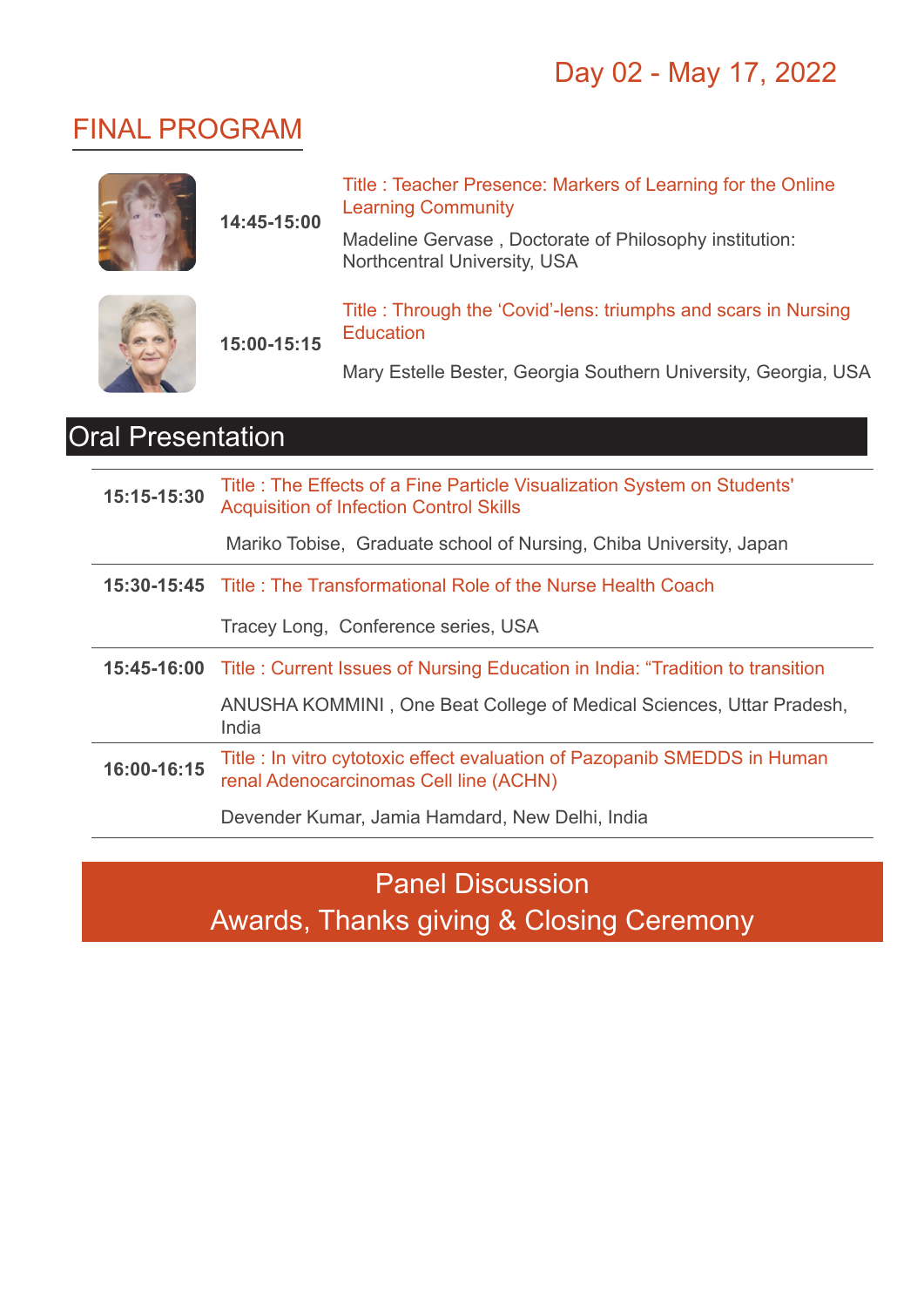Day 02 - May 17, 2022

# FINAL PROGRAM

**14:45-15:00**

Title : Teacher Presence: Markers of Learning for the Online Learning Community

Madeline Gervase , Doctorate of Philosophy institution: Northcentral University, USA

**15:00-15:15**

Title : Through the 'Covid'-lens: triumphs and scars in Nursing Education

Mary Estelle Bester, Georgia Southern University, Georgia, USA

## Oral Presentation

**15:15-15:30**

Title : The Effects of a Fine Particle Visualization System on Students' Acquisition of Infection Control Skills

Mariko Tobise, Graduate school of Nursing, Chiba University, Japan

**15:30-15:45**

Title : The Transformational Role of the Nurse Health Coach

Tracey Long, Conference series, USA

**15:45-16:00**

Title : Current Issues of Nursing Education in India: "Tradition to transition

ANUSHA KOMMINI , One Beat College of Medical Sciences, Uttar Pradesh, India

**16:00-16:15**

Title : In vitro cytotoxic effect evaluation of Pazopanib SMEDDS in Human renal Adenocarcinomas Cell line (ACHN)

Devender Kumar, Jamia Hamdard, New Delhi, India

## Panel Discussion
## Awards, Thanks giving & Closing Ceremony